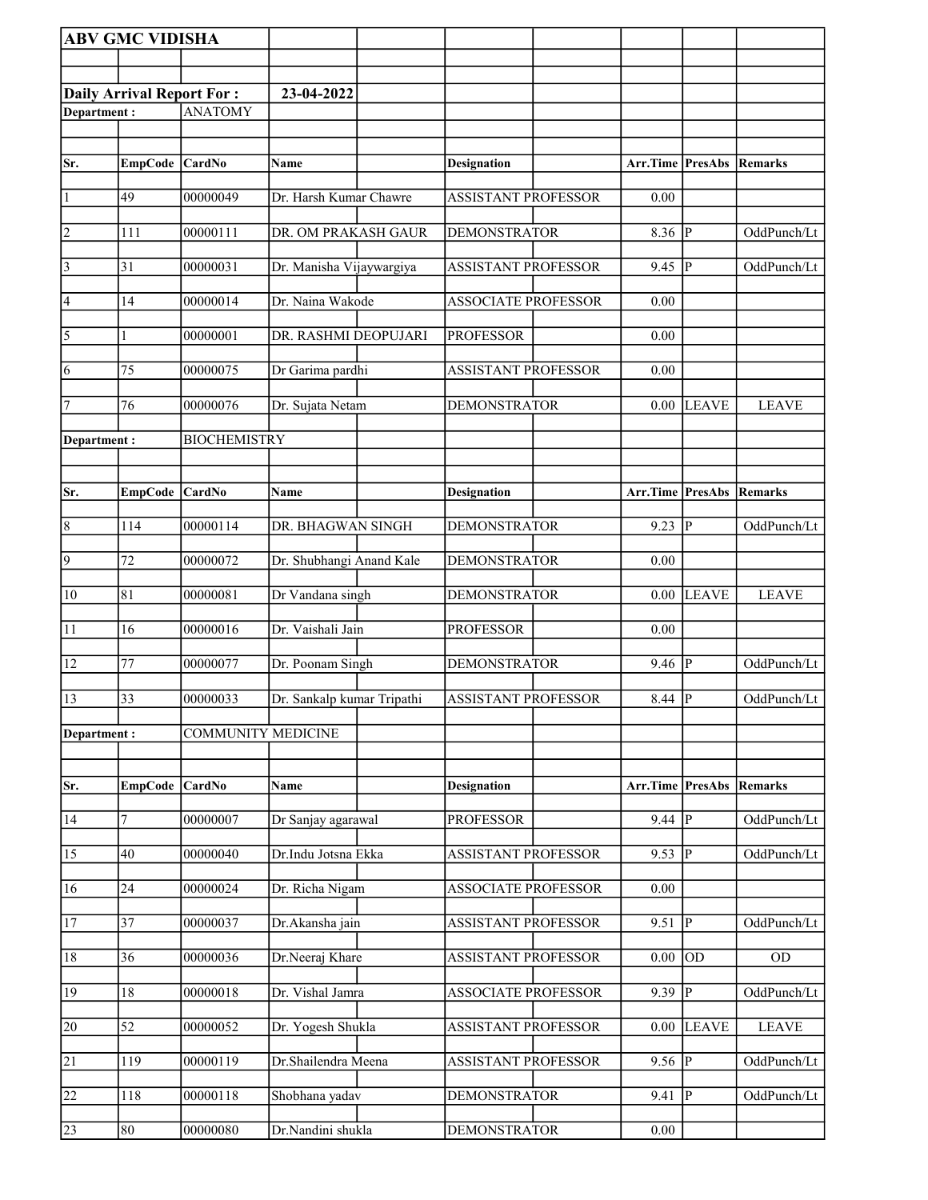**ABV GMC VIDISHA**

**Daily Arrival Report For :** **23-04-2022**

**Department :** ANATOMY

| Sr. | EmpCode | CardNo | Name | Designation | Arr.Time | PresAbs | Remarks |
|---|---|---|---|---|---|---|---|
| 1 | 49 | 00000049 | Dr. Harsh Kumar Chawre | ASSISTANT PROFESSOR | 0.00 | | |
| 2 | 111 | 00000111 | DR. OM PRAKASH GAUR | DEMONSTRATOR | 8.36 | P | OddPunch/Lt |
| 3 | 31 | 00000031 | Dr. Manisha Vijaywargiya | ASSISTANT PROFESSOR | 9.45 | P | OddPunch/Lt |
| 4 | 14 | 00000014 | Dr. Naina Wakode | ASSOCIATE PROFESSOR | 0.00 | | |
| 5 | 1 | 00000001 | DR. RASHMI DEOPUJARI | PROFESSOR | 0.00 | | |
| 6 | 75 | 00000075 | Dr Garima pardhi | ASSISTANT PROFESSOR | 0.00 | | |
| 7 | 76 | 00000076 | Dr. Sujata Netam | DEMONSTRATOR | 0.00 | LEAVE | LEAVE |

**Department :** BIOCHEMISTRY

| Sr. | EmpCode | CardNo | Name | Designation | Arr.Time | PresAbs | Remarks |
|---|---|---|---|---|---|---|---|
| 8 | 114 | 00000114 | DR. BHAGWAN SINGH | DEMONSTRATOR | 9.23 | P | OddPunch/Lt |
| 9 | 72 | 00000072 | Dr. Shubhangi Anand Kale | DEMONSTRATOR | 0.00 | | |
| 10 | 81 | 00000081 | Dr Vandana singh | DEMONSTRATOR | 0.00 | LEAVE | LEAVE |
| 11 | 16 | 00000016 | Dr. Vaishali Jain | PROFESSOR | 0.00 | | |
| 12 | 77 | 00000077 | Dr. Poonam Singh | DEMONSTRATOR | 9.46 | P | OddPunch/Lt |
| 13 | 33 | 00000033 | Dr. Sankalp kumar Tripathi | ASSISTANT PROFESSOR | 8.44 | P | OddPunch/Lt |

**Department :** COMMUNITY MEDICINE

| Sr. | EmpCode | CardNo | Name | Designation | Arr.Time | PresAbs | Remarks |
|---|---|---|---|---|---|---|---|
| 14 | 7 | 00000007 | Dr Sanjay agarawal | PROFESSOR | 9.44 | P | OddPunch/Lt |
| 15 | 40 | 00000040 | Dr.Indu Jotsna Ekka | ASSISTANT PROFESSOR | 9.53 | P | OddPunch/Lt |
| 16 | 24 | 00000024 | Dr. Richa Nigam | ASSOCIATE PROFESSOR | 0.00 | | |
| 17 | 37 | 00000037 | Dr.Akansha jain | ASSISTANT PROFESSOR | 9.51 | P | OddPunch/Lt |
| 18 | 36 | 00000036 | Dr.Neeraj Khare | ASSISTANT PROFESSOR | 0.00 | OD | OD |
| 19 | 18 | 00000018 | Dr. Vishal Jamra | ASSOCIATE PROFESSOR | 9.39 | P | OddPunch/Lt |
| 20 | 52 | 00000052 | Dr. Yogesh Shukla | ASSISTANT PROFESSOR | 0.00 | LEAVE | LEAVE |
| 21 | 119 | 00000119 | Dr.Shailendra Meena | ASSISTANT PROFESSOR | 9.56 | P | OddPunch/Lt |
| 22 | 118 | 00000118 | Shobhana yadav | DEMONSTRATOR | 9.41 | P | OddPunch/Lt |
| 23 | 80 | 00000080 | Dr.Nandini shukla | DEMONSTRATOR | 0.00 | | |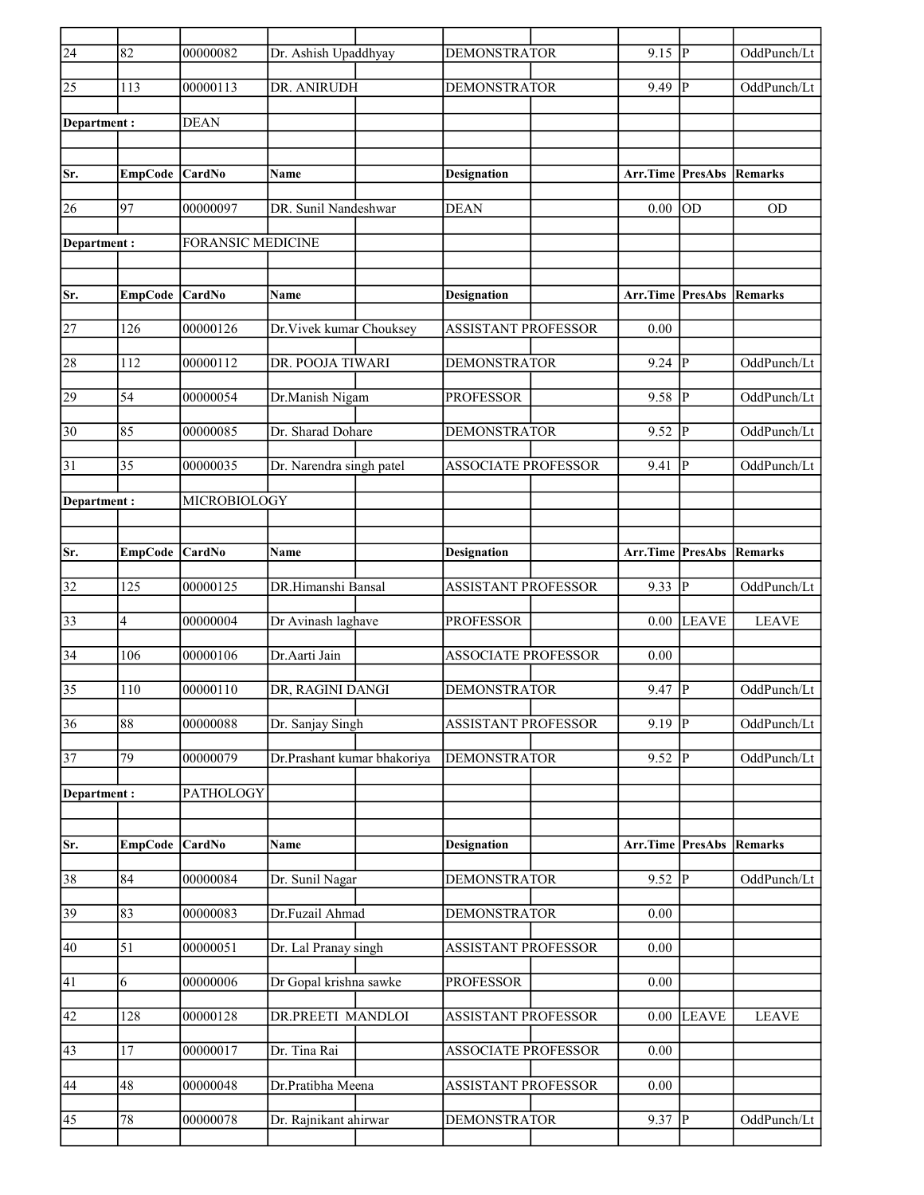| Sr. | EmpCode | CardNo | Name | Designation | Arr.Time | PresAbs | Remarks |
|---|---|---|---|---|---|---|---|
| 24 | 82 | 00000082 | Dr. Ashish Upaddhyay | DEMONSTRATOR | 9.15 | P | OddPunch/Lt |
| 25 | 113 | 00000113 | DR. ANIRUDH | DEMONSTRATOR | 9.49 | P | OddPunch/Lt |

**Department :** DEAN

| Sr. | EmpCode | CardNo | Name | Designation | Arr.Time | PresAbs | Remarks |
|---|---|---|---|---|---|---|---|
| 26 | 97 | 00000097 | DR. Sunil Nandeshwar | DEAN | 0.00 | OD | OD |

**Department :** FORANSIC MEDICINE

| Sr. | EmpCode | CardNo | Name | Designation | Arr.Time | PresAbs | Remarks |
|---|---|---|---|---|---|---|---|
| 27 | 126 | 00000126 | Dr.Vivek kumar Chouksey | ASSISTANT PROFESSOR | 0.00 | | |
| 28 | 112 | 00000112 | DR. POOJA TIWARI | DEMONSTRATOR | 9.24 | P | OddPunch/Lt |
| 29 | 54 | 00000054 | Dr.Manish Nigam | PROFESSOR | 9.58 | P | OddPunch/Lt |
| 30 | 85 | 00000085 | Dr. Sharad Dohare | DEMONSTRATOR | 9.52 | P | OddPunch/Lt |
| 31 | 35 | 00000035 | Dr. Narendra singh patel | ASSOCIATE PROFESSOR | 9.41 | P | OddPunch/Lt |

**Department :** MICROBIOLOGY

| Sr. | EmpCode | CardNo | Name | Designation | Arr.Time | PresAbs | Remarks |
|---|---|---|---|---|---|---|---|
| 32 | 125 | 00000125 | DR.Himanshi Bansal | ASSISTANT PROFESSOR | 9.33 | P | OddPunch/Lt |
| 33 | 4 | 00000004 | Dr Avinash laghave | PROFESSOR | 0.00 | LEAVE | LEAVE |
| 34 | 106 | 00000106 | Dr.Aarti Jain | ASSOCIATE PROFESSOR | 0.00 | | |
| 35 | 110 | 00000110 | DR, RAGINI DANGI | DEMONSTRATOR | 9.47 | P | OddPunch/Lt |
| 36 | 88 | 00000088 | Dr. Sanjay Singh | ASSISTANT PROFESSOR | 9.19 | P | OddPunch/Lt |
| 37 | 79 | 00000079 | Dr.Prashant kumar bhakoriya | DEMONSTRATOR | 9.52 | P | OddPunch/Lt |

**Department :** PATHOLOGY

| Sr. | EmpCode | CardNo | Name | Designation | Arr.Time | PresAbs | Remarks |
|---|---|---|---|---|---|---|---|
| 38 | 84 | 00000084 | Dr. Sunil Nagar | DEMONSTRATOR | 9.52 | P | OddPunch/Lt |
| 39 | 83 | 00000083 | Dr.Fuzail Ahmad | DEMONSTRATOR | 0.00 | | |
| 40 | 51 | 00000051 | Dr. Lal Pranay singh | ASSISTANT PROFESSOR | 0.00 | | |
| 41 | 6 | 00000006 | Dr Gopal krishna sawke | PROFESSOR | 0.00 | | |
| 42 | 128 | 00000128 | DR.PREETI MANDLOI | ASSISTANT PROFESSOR | 0.00 | LEAVE | LEAVE |
| 43 | 17 | 00000017 | Dr. Tina Rai | ASSOCIATE PROFESSOR | 0.00 | | |
| 44 | 48 | 00000048 | Dr.Pratibha Meena | ASSISTANT PROFESSOR | 0.00 | | |
| 45 | 78 | 00000078 | Dr. Rajnikant ahirwar | DEMONSTRATOR | 9.37 | P | OddPunch/Lt |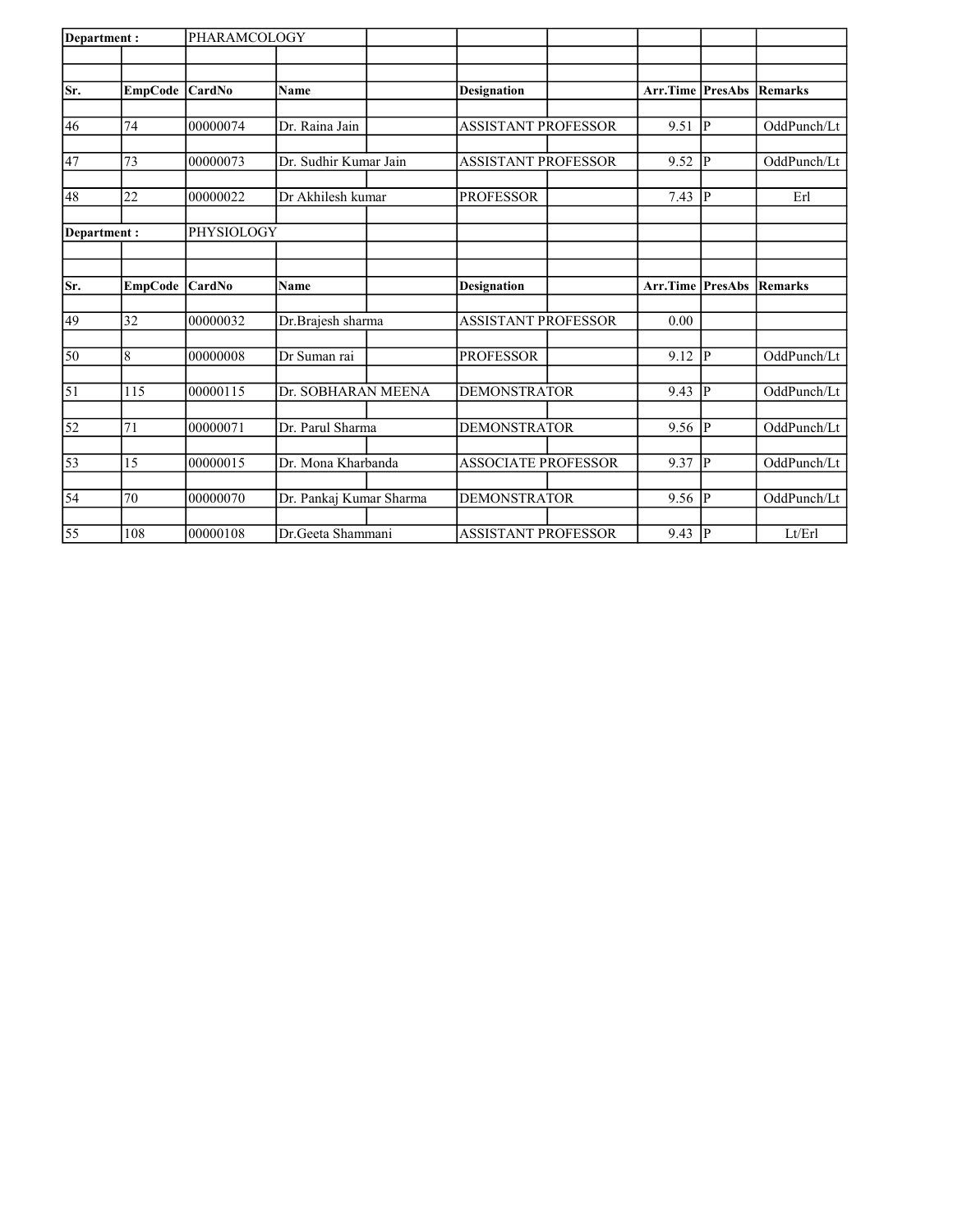| Department : | | PHARAMCOLOGY | | | | | | |
|---|---|---|---|---|---|---|---|---|
| Sr. | EmpCode | CardNo | Name | Designation | Arr.Time | PresAbs | Remarks |
| 46 | 74 | 00000074 | Dr. Raina Jain | ASSISTANT PROFESSOR | 9.51 | P | OddPunch/Lt |
| 47 | 73 | 00000073 | Dr. Sudhir Kumar Jain | ASSISTANT PROFESSOR | 9.52 | P | OddPunch/Lt |
| 48 | 22 | 00000022 | Dr Akhilesh kumar | PROFESSOR | 7.43 | P | Erl |

| Department : | | PHYSIOLOGY | | | | | |
|---|---|---|---|---|---|---|---|
| Sr. | EmpCode | CardNo | Name | Designation | Arr.Time | PresAbs | Remarks |
| 49 | 32 | 00000032 | Dr.Brajesh sharma | ASSISTANT PROFESSOR | 0.00 | | |
| 50 | 8 | 00000008 | Dr Suman rai | PROFESSOR | 9.12 | P | OddPunch/Lt |
| 51 | 115 | 00000115 | Dr. SOBHARAN MEENA | DEMONSTRATOR | 9.43 | P | OddPunch/Lt |
| 52 | 71 | 00000071 | Dr. Parul Sharma | DEMONSTRATOR | 9.56 | P | OddPunch/Lt |
| 53 | 15 | 00000015 | Dr. Mona Kharbanda | ASSOCIATE PROFESSOR | 9.37 | P | OddPunch/Lt |
| 54 | 70 | 00000070 | Dr. Pankaj Kumar Sharma | DEMONSTRATOR | 9.56 | P | OddPunch/Lt |
| 55 | 108 | 00000108 | Dr.Geeta Shammani | ASSISTANT PROFESSOR | 9.43 | P | Lt/Erl |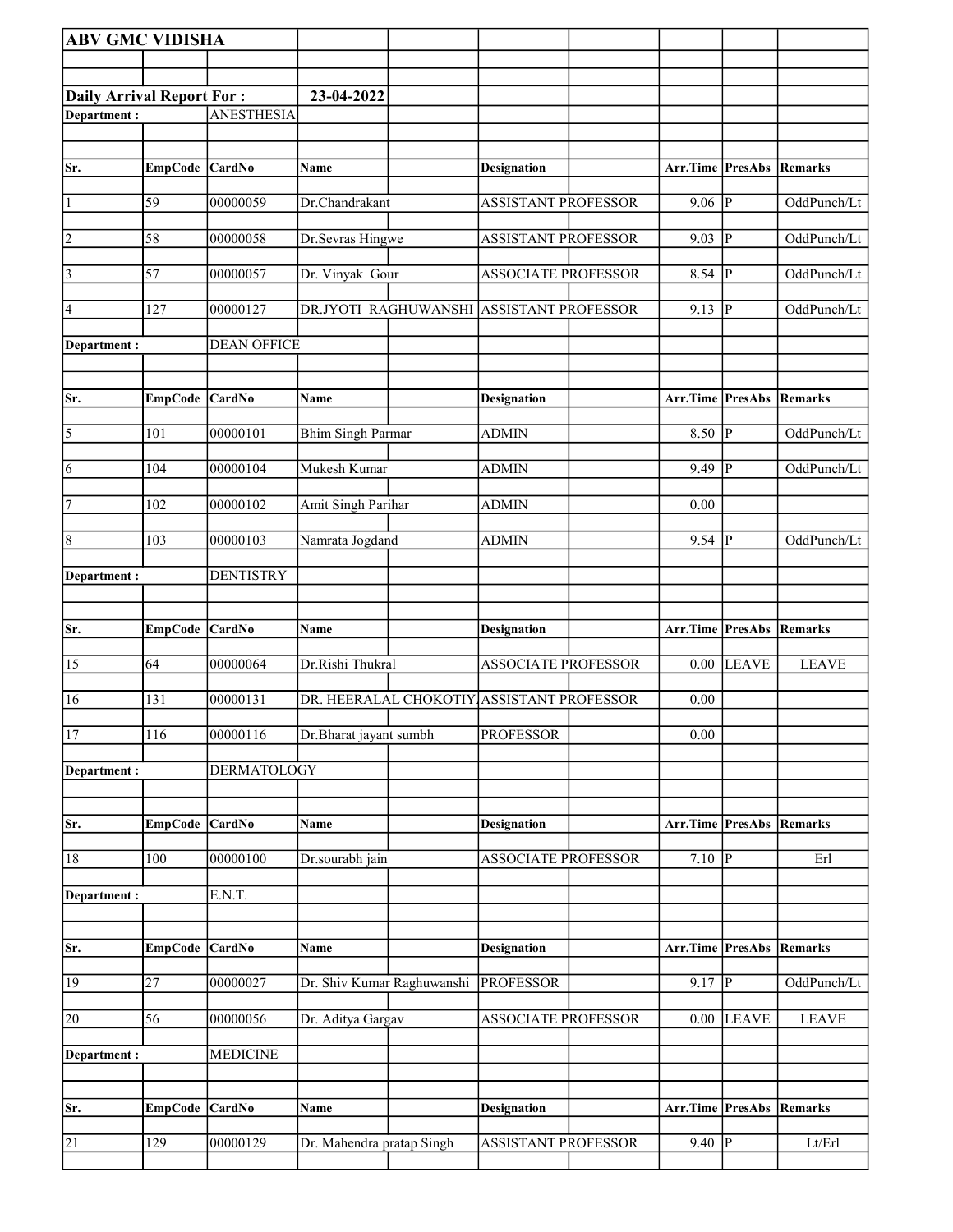**ABV GMC VIDISHA**

**Daily Arrival Report For :** **23-04-2022**

**Department :** ANESTHESIA

| Sr. | EmpCode | CardNo | Name | Designation | Arr.Time | PresAbs | Remarks |
|---|---|---|---|---|---|---|---|
| 1 | 59 | 00000059 | Dr.Chandrakant | ASSISTANT PROFESSOR | 9.06 | P | OddPunch/Lt |
| 2 | 58 | 00000058 | Dr.Sevras Hingwe | ASSISTANT PROFESSOR | 9.03 | P | OddPunch/Lt |
| 3 | 57 | 00000057 | Dr. Vinyak Gour | ASSOCIATE PROFESSOR | 8.54 | P | OddPunch/Lt |
| 4 | 127 | 00000127 | DR.JYOTI RAGHUWANSHI | ASSISTANT PROFESSOR | 9.13 | P | OddPunch/Lt |

**Department :** DEAN OFFICE

| Sr. | EmpCode | CardNo | Name | Designation | Arr.Time | PresAbs | Remarks |
|---|---|---|---|---|---|---|---|
| 5 | 101 | 00000101 | Bhim Singh Parmar | ADMIN | 8.50 | P | OddPunch/Lt |
| 6 | 104 | 00000104 | Mukesh Kumar | ADMIN | 9.49 | P | OddPunch/Lt |
| 7 | 102 | 00000102 | Amit Singh Parihar | ADMIN | 0.00 | | |
| 8 | 103 | 00000103 | Namrata Jogdand | ADMIN | 9.54 | P | OddPunch/Lt |

**Department :** DENTISTRY

| Sr. | EmpCode | CardNo | Name | Designation | Arr.Time | PresAbs | Remarks |
|---|---|---|---|---|---|---|---|
| 15 | 64 | 00000064 | Dr.Rishi Thukral | ASSOCIATE PROFESSOR | 0.00 | LEAVE | LEAVE |
| 16 | 131 | 00000131 | DR. HEERALAL CHOKOTIY | ASSISTANT PROFESSOR | 0.00 | | |
| 17 | 116 | 00000116 | Dr.Bharat jayant sumbh | PROFESSOR | 0.00 | | |

**Department :** DERMATOLOGY

| Sr. | EmpCode | CardNo | Name | Designation | Arr.Time | PresAbs | Remarks |
|---|---|---|---|---|---|---|---|
| 18 | 100 | 00000100 | Dr.sourabh jain | ASSOCIATE PROFESSOR | 7.10 | P | Erl |

**Department :** E.N.T.

| Sr. | EmpCode | CardNo | Name | Designation | Arr.Time | PresAbs | Remarks |
|---|---|---|---|---|---|---|---|
| 19 | 27 | 00000027 | Dr. Shiv Kumar Raghuwanshi | PROFESSOR | 9.17 | P | OddPunch/Lt |
| 20 | 56 | 00000056 | Dr. Aditya Gargav | ASSOCIATE PROFESSOR | 0.00 | LEAVE | LEAVE |

**Department :** MEDICINE

| Sr. | EmpCode | CardNo | Name | Designation | Arr.Time | PresAbs | Remarks |
|---|---|---|---|---|---|---|---|
| 21 | 129 | 00000129 | Dr. Mahendra pratap Singh | ASSISTANT PROFESSOR | 9.40 | P | Lt/Erl |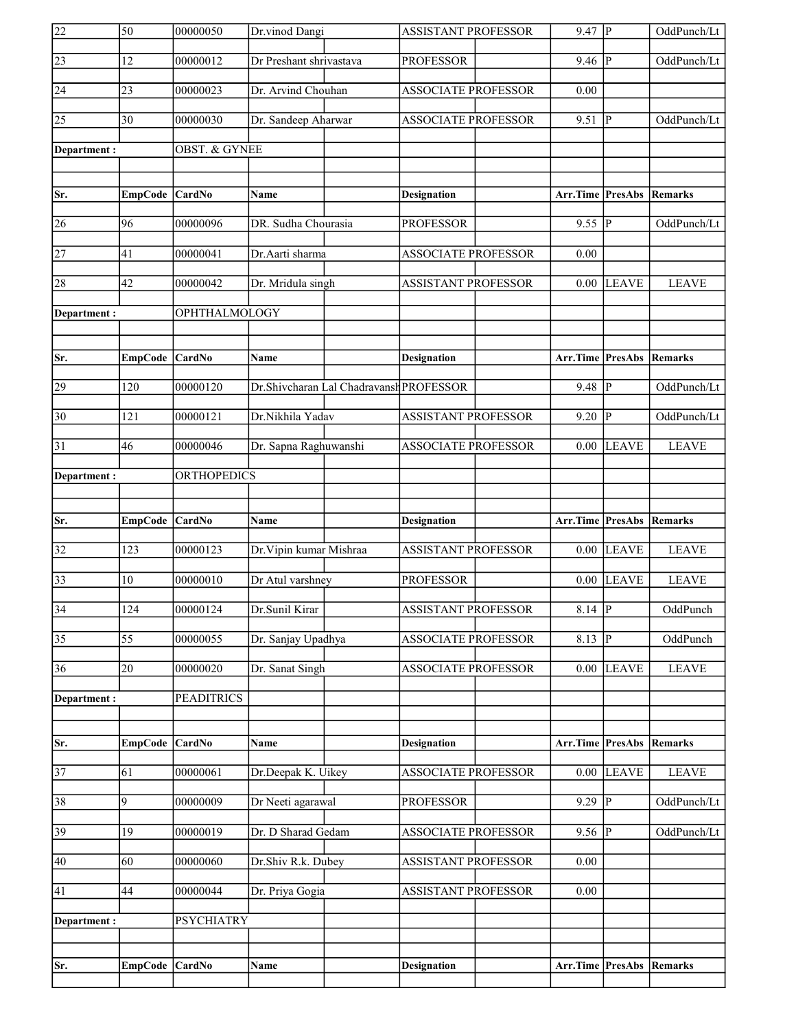| Sr. | EmpCode | CardNo | Name | Designation | Arr.Time | PresAbs | Remarks |
|---|---|---|---|---|---|---|---|
| 22 | 50 | 00000050 | Dr.vinod Dangi | ASSISTANT PROFESSOR | 9.47 | P | OddPunch/Lt |
| 23 | 12 | 00000012 | Dr Preshant shrivastava | PROFESSOR | 9.46 | P | OddPunch/Lt |
| 24 | 23 | 00000023 | Dr. Arvind Chouhan | ASSOCIATE PROFESSOR | 0.00 | | |
| 25 | 30 | 00000030 | Dr. Sandeep Aharwar | ASSOCIATE PROFESSOR | 9.51 | P | OddPunch/Lt |

**Department :** OBST. & GYNEE

| Sr. | EmpCode | CardNo | Name | Designation | Arr.Time | PresAbs | Remarks |
|---|---|---|---|---|---|---|---|
| 26 | 96 | 00000096 | DR. Sudha Chourasia | PROFESSOR | 9.55 | P | OddPunch/Lt |
| 27 | 41 | 00000041 | Dr.Aarti sharma | ASSOCIATE PROFESSOR | 0.00 | | |
| 28 | 42 | 00000042 | Dr. Mridula singh | ASSISTANT PROFESSOR | 0.00 | LEAVE | LEAVE |

**Department :** OPHTHALMOLOGY

| Sr. | EmpCode | CardNo | Name | Designation | Arr.Time | PresAbs | Remarks |
|---|---|---|---|---|---|---|---|
| 29 | 120 | 00000120 | Dr.Shivcharan Lal Chadravansh | PROFESSOR | 9.48 | P | OddPunch/Lt |
| 30 | 121 | 00000121 | Dr.Nikhila Yadav | ASSISTANT PROFESSOR | 9.20 | P | OddPunch/Lt |
| 31 | 46 | 00000046 | Dr. Sapna Raghuwanshi | ASSOCIATE PROFESSOR | 0.00 | LEAVE | LEAVE |

**Department :** ORTHOPEDICS

| Sr. | EmpCode | CardNo | Name | Designation | Arr.Time | PresAbs | Remarks |
|---|---|---|---|---|---|---|---|
| 32 | 123 | 00000123 | Dr.Vipin kumar Mishraa | ASSISTANT PROFESSOR | 0.00 | LEAVE | LEAVE |
| 33 | 10 | 00000010 | Dr Atul varshney | PROFESSOR | 0.00 | LEAVE | LEAVE |
| 34 | 124 | 00000124 | Dr.Sunil Kirar | ASSISTANT PROFESSOR | 8.14 | P | OddPunch |
| 35 | 55 | 00000055 | Dr. Sanjay Upadhya | ASSOCIATE PROFESSOR | 8.13 | P | OddPunch |
| 36 | 20 | 00000020 | Dr. Sanat Singh | ASSOCIATE PROFESSOR | 0.00 | LEAVE | LEAVE |

**Department :** PEADITRICS

| Sr. | EmpCode | CardNo | Name | Designation | Arr.Time | PresAbs | Remarks |
|---|---|---|---|---|---|---|---|
| 37 | 61 | 00000061 | Dr.Deepak K. Uikey | ASSOCIATE PROFESSOR | 0.00 | LEAVE | LEAVE |
| 38 | 9 | 00000009 | Dr Neeti agarawal | PROFESSOR | 9.29 | P | OddPunch/Lt |
| 39 | 19 | 00000019 | Dr. D Sharad Gedam | ASSOCIATE PROFESSOR | 9.56 | P | OddPunch/Lt |
| 40 | 60 | 00000060 | Dr.Shiv R.k. Dubey | ASSISTANT PROFESSOR | 0.00 | | |
| 41 | 44 | 00000044 | Dr. Priya Gogia | ASSISTANT PROFESSOR | 0.00 | | |

**Department :** PSYCHIATRY

| Sr. | EmpCode | CardNo | Name | Designation | Arr.Time | PresAbs | Remarks |
|---|---|---|---|---|---|---|---|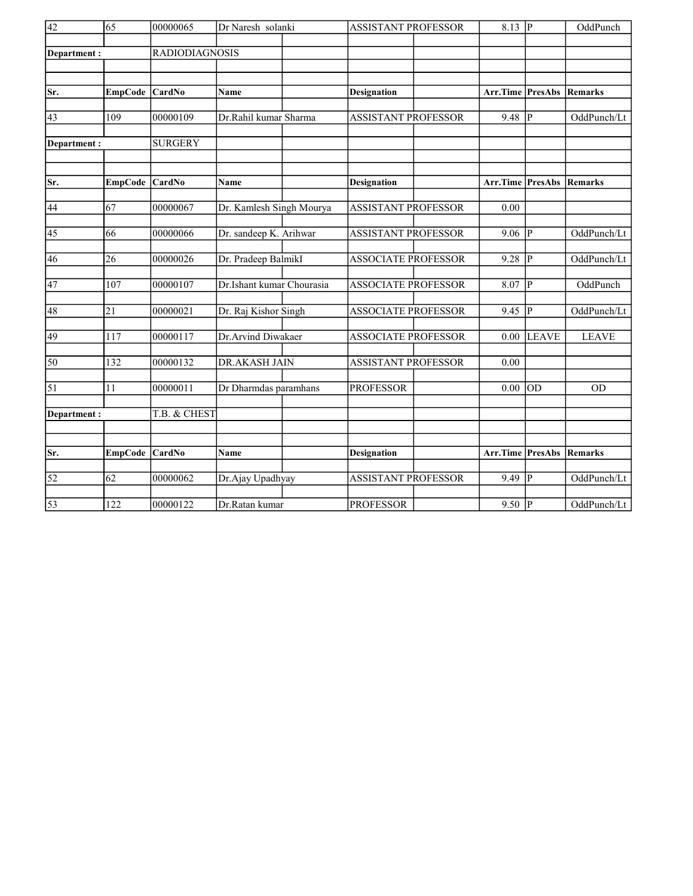| | | | | | | | | |
|---|---|---|---|---|---|---|---|---|
| 42 | 65 | 00000065 | Dr Naresh solanki | | ASSISTANT PROFESSOR | | 8.13 | P | OddPunch |
| Department : | | RADIODIAGNOSIS | | | | | | | |
| Sr. | EmpCode | CardNo | Name | | Designation | | Arr.Time | PresAbs | Remarks |
| 43 | 109 | 00000109 | Dr.Rahil kumar Sharma | | ASSISTANT PROFESSOR | | 9.48 | P | OddPunch/Lt |
| Department : | | SURGERY | | | | | | | |
| Sr. | EmpCode | CardNo | Name | | Designation | | Arr.Time | PresAbs | Remarks |
| 44 | 67 | 00000067 | Dr. Kamlesh Singh Mourya | | ASSISTANT PROFESSOR | | 0.00 | | |
| 45 | 66 | 00000066 | Dr. sandeep K. Arihwar | | ASSISTANT PROFESSOR | | 9.06 | P | OddPunch/Lt |
| 46 | 26 | 00000026 | Dr. Pradeep BalmikI | | ASSOCIATE PROFESSOR | | 9.28 | P | OddPunch/Lt |
| 47 | 107 | 00000107 | Dr.Ishant kumar Chourasia | | ASSOCIATE PROFESSOR | | 8.07 | P | OddPunch |
| 48 | 21 | 00000021 | Dr. Raj Kishor Singh | | ASSOCIATE PROFESSOR | | 9.45 | P | OddPunch/Lt |
| 49 | 117 | 00000117 | Dr.Arvind Diwakaer | | ASSOCIATE PROFESSOR | | 0.00 | LEAVE | LEAVE |
| 50 | 132 | 00000132 | DR.AKASH JAIN | | ASSISTANT PROFESSOR | | 0.00 | | |
| 51 | 11 | 00000011 | Dr Dharmdas paramhans | | PROFESSOR | | 0.00 | OD | OD |
| Department : | | T.B. & CHEST | | | | | | | |
| Sr. | EmpCode | CardNo | Name | | Designation | | Arr.Time | PresAbs | Remarks |
| 52 | 62 | 00000062 | Dr.Ajay Upadhyay | | ASSISTANT PROFESSOR | | 9.49 | P | OddPunch/Lt |
| 53 | 122 | 00000122 | Dr.Ratan kumar | | PROFESSOR | | 9.50 | P | OddPunch/Lt |